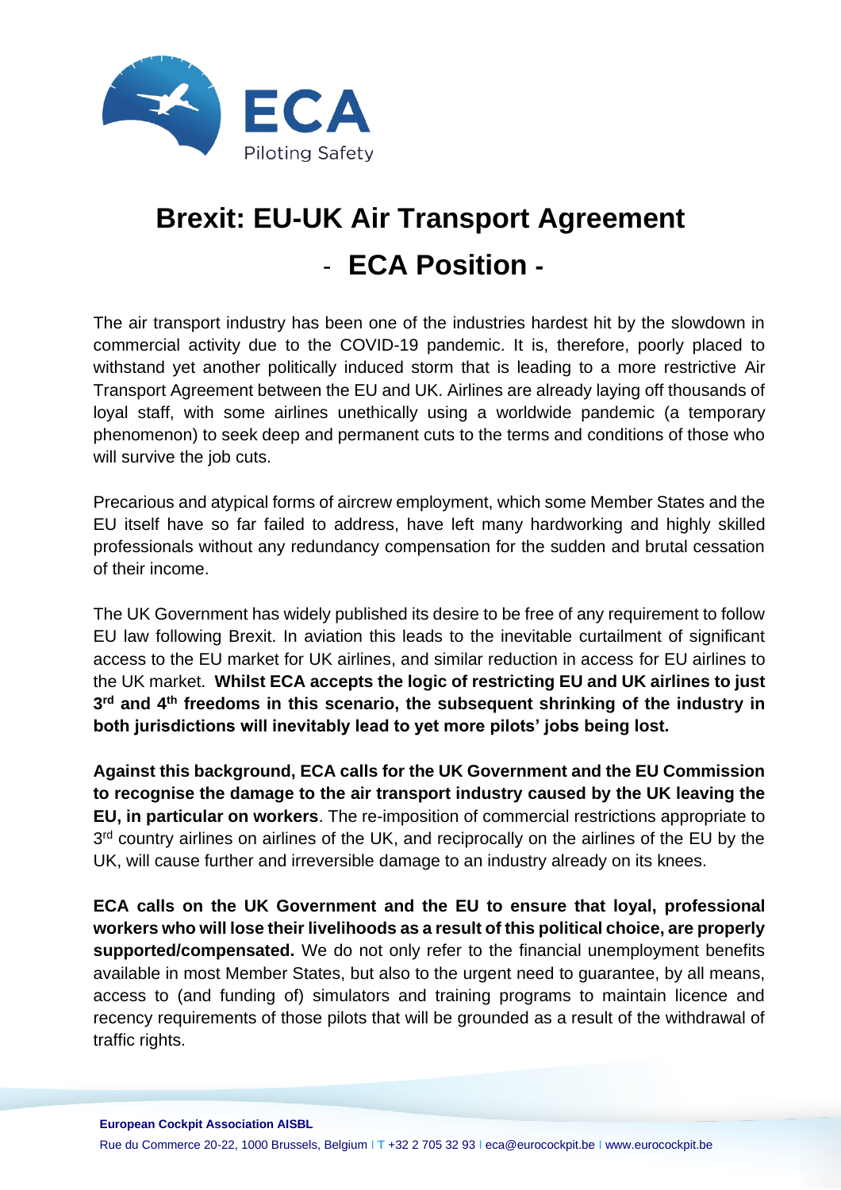# Brexit: EU-UK Air Transport Agreement

## - ECA Position -

The air transport industry has been one of the industries hardest hit by the slowdown in commercial activity due to the COVID-19 pandemic. It is, therefore, poorly placed to withstand yet another politically induced storm that is leading to a more restrictive Air Transport Agreement between the EU and UK. Airlines are already laying off thousands of loyal staff, with some airlines unethically using a worldwide pandemic (a temporary phenomenon) to seek deep and permanent cuts to the terms and conditions of those who will survive the job cuts.

Precarious and atypical forms of aircrew employment, which some Member States and the EU itself have so far failed to address, have left many hardworking and highly skilled professionals without any redundancy compensation for the sudden and brutal cessation of their income.

The UK Government has widely published its desire to be free of any requirement to follow EU law following Brexit. In aviation this leads to the inevitable curtailment of significant access to the EU market for UK airlines, and similar reduction in access for EU airlines to the UK market. **Whilst ECA accepts the logic of restricting EU and UK airlines to just 3rd and 4th freedoms in this scenario, the subsequent shrinking of the industry in both jurisdictions will inevitably lead to yet more pilots' jobs being lost.**

**Against this background, ECA calls for the UK Government and the EU Commission to recognise the damage to the air transport industry caused by the UK leaving the EU, in particular on workers**. The re-imposition of commercial restrictions appropriate to 3rd country airlines on airlines of the UK, and reciprocally on the airlines of the EU by the UK, will cause further and irreversible damage to an industry already on its knees.

**ECA calls on the UK Government and the EU to ensure that loyal, professional workers who will lose their livelihoods as a result of this political choice, are properly supported/compensated.** We do not only refer to the financial unemployment benefits available in most Member States, but also to the urgent need to guarantee, by all means, access to (and funding of) simulators and training programs to maintain licence and recency requirements of those pilots that will be grounded as a result of the withdrawal of traffic rights.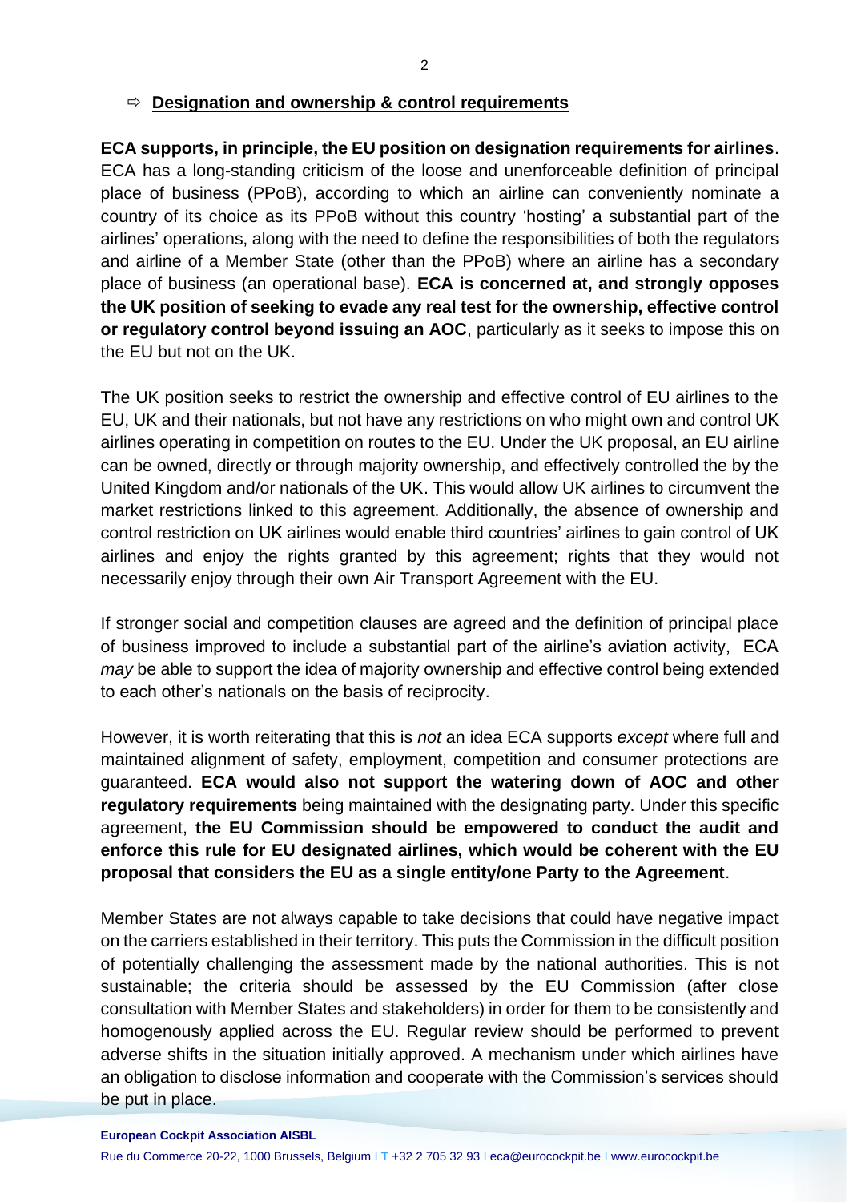## ⇨ Designation and ownership & control requirements

**ECA supports, in principle, the EU position on designation requirements for airlines**. ECA has a long-standing criticism of the loose and unenforceable definition of principal place of business (PPoB), according to which an airline can conveniently nominate a country of its choice as its PPoB without this country 'hosting' a substantial part of the airlines' operations, along with the need to define the responsibilities of both the regulators and airline of a Member State (other than the PPoB) where an airline has a secondary place of business (an operational base). **ECA is concerned at, and strongly opposes the UK position of seeking to evade any real test for the ownership, effective control or regulatory control beyond issuing an AOC**, particularly as it seeks to impose this on the EU but not on the UK.

The UK position seeks to restrict the ownership and effective control of EU airlines to the EU, UK and their nationals, but not have any restrictions on who might own and control UK airlines operating in competition on routes to the EU. Under the UK proposal, an EU airline can be owned, directly or through majority ownership, and effectively controlled the by the United Kingdom and/or nationals of the UK. This would allow UK airlines to circumvent the market restrictions linked to this agreement. Additionally, the absence of ownership and control restriction on UK airlines would enable third countries' airlines to gain control of UK airlines and enjoy the rights granted by this agreement; rights that they would not necessarily enjoy through their own Air Transport Agreement with the EU.

If stronger social and competition clauses are agreed and the definition of principal place of business improved to include a substantial part of the airline's aviation activity, ECA *may* be able to support the idea of majority ownership and effective control being extended to each other's nationals on the basis of reciprocity.

However, it is worth reiterating that this is *not* an idea ECA supports *except* where full and maintained alignment of safety, employment, competition and consumer protections are guaranteed. **ECA would also not support the watering down of AOC and other regulatory requirements** being maintained with the designating party. Under this specific agreement, **the EU Commission should be empowered to conduct the audit and enforce this rule for EU designated airlines, which would be coherent with the EU proposal that considers the EU as a single entity/one Party to the Agreement**.

Member States are not always capable to take decisions that could have negative impact on the carriers established in their territory. This puts the Commission in the difficult position of potentially challenging the assessment made by the national authorities. This is not sustainable; the criteria should be assessed by the EU Commission (after close consultation with Member States and stakeholders) in order for them to be consistently and homogenously applied across the EU. Regular review should be performed to prevent adverse shifts in the situation initially approved. A mechanism under which airlines have an obligation to disclose information and cooperate with the Commission's services should be put in place.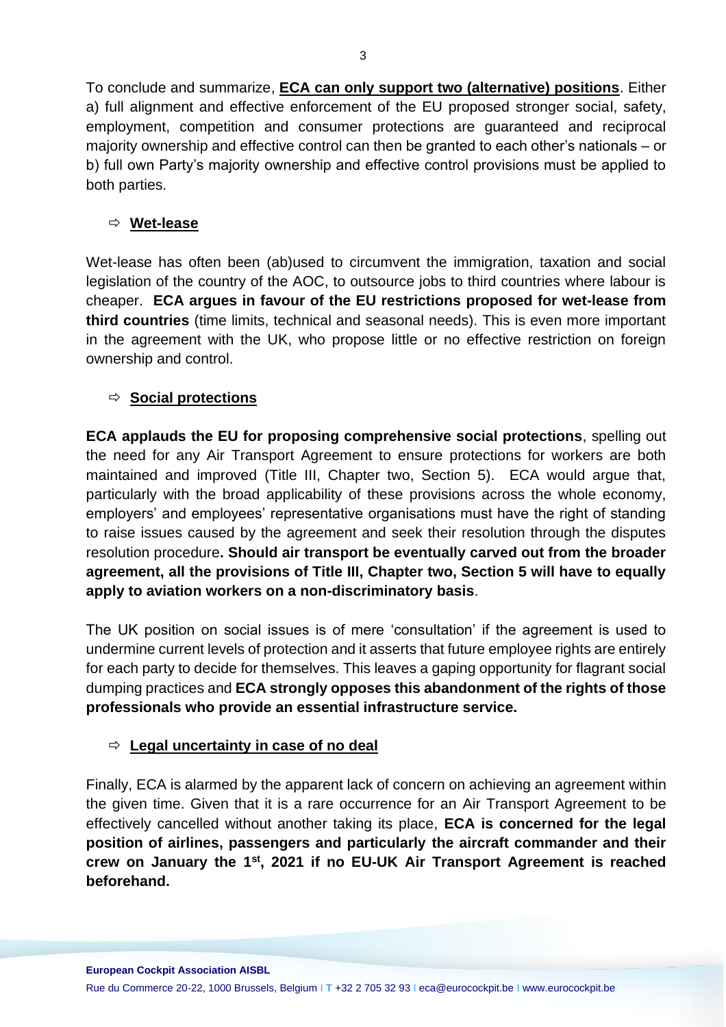To conclude and summarize, **ECA can only support two (alternative) positions**. Either a) full alignment and effective enforcement of the EU proposed stronger social, safety, employment, competition and consumer protections are guaranteed and reciprocal majority ownership and effective control can then be granted to each other's nationals – or b) full own Party's majority ownership and effective control provisions must be applied to both parties.

### ⇨ Wet-lease

Wet-lease has often been (ab)used to circumvent the immigration, taxation and social legislation of the country of the AOC, to outsource jobs to third countries where labour is cheaper. **ECA argues in favour of the EU restrictions proposed for wet-lease from third countries** (time limits, technical and seasonal needs). This is even more important in the agreement with the UK, who propose little or no effective restriction on foreign ownership and control.

### ⇨ Social protections

**ECA applauds the EU for proposing comprehensive social protections**, spelling out the need for any Air Transport Agreement to ensure protections for workers are both maintained and improved (Title III, Chapter two, Section 5). ECA would argue that, particularly with the broad applicability of these provisions across the whole economy, employers' and employees' representative organisations must have the right of standing to raise issues caused by the agreement and seek their resolution through the disputes resolution procedure**. Should air transport be eventually carved out from the broader agreement, all the provisions of Title III, Chapter two, Section 5 will have to equally apply to aviation workers on a non-discriminatory basis**.

The UK position on social issues is of mere 'consultation' if the agreement is used to undermine current levels of protection and it asserts that future employee rights are entirely for each party to decide for themselves. This leaves a gaping opportunity for flagrant social dumping practices and **ECA strongly opposes this abandonment of the rights of those professionals who provide an essential infrastructure service.**

### ⇨ Legal uncertainty in case of no deal

Finally, ECA is alarmed by the apparent lack of concern on achieving an agreement within the given time. Given that it is a rare occurrence for an Air Transport Agreement to be effectively cancelled without another taking its place, **ECA is concerned for the legal position of airlines, passengers and particularly the aircraft commander and their crew on January the 1st, 2021 if no EU-UK Air Transport Agreement is reached beforehand.**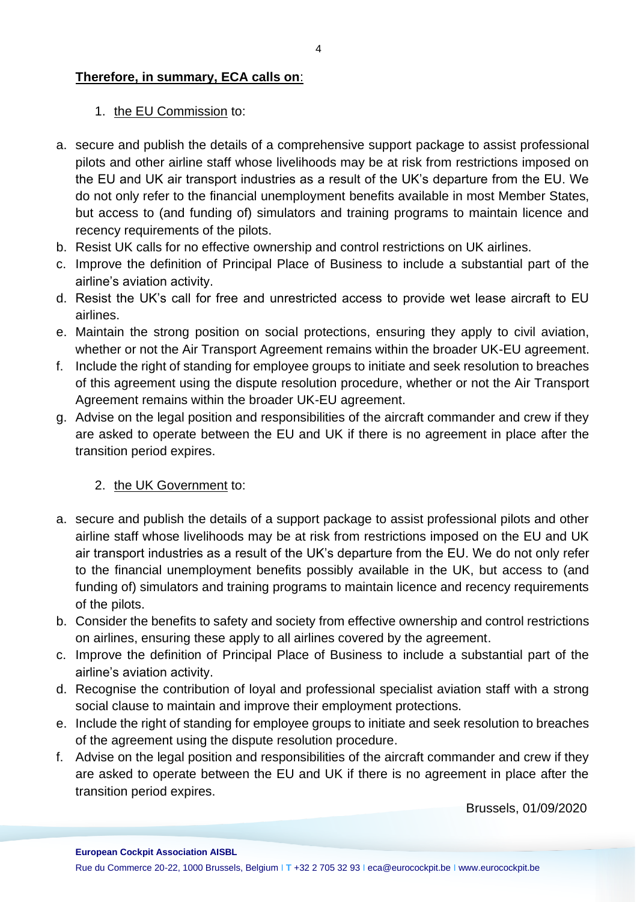**Therefore, in summary, ECA calls on**:

1. the EU Commission to:

a. secure and publish the details of a comprehensive support package to assist professional pilots and other airline staff whose livelihoods may be at risk from restrictions imposed on the EU and UK air transport industries as a result of the UK's departure from the EU. We do not only refer to the financial unemployment benefits available in most Member States, but access to (and funding of) simulators and training programs to maintain licence and recency requirements of the pilots.
b. Resist UK calls for no effective ownership and control restrictions on UK airlines.
c. Improve the definition of Principal Place of Business to include a substantial part of the airline's aviation activity.
d. Resist the UK's call for free and unrestricted access to provide wet lease aircraft to EU airlines.
e. Maintain the strong position on social protections, ensuring they apply to civil aviation, whether or not the Air Transport Agreement remains within the broader UK-EU agreement.
f. Include the right of standing for employee groups to initiate and seek resolution to breaches of this agreement using the dispute resolution procedure, whether or not the Air Transport Agreement remains within the broader UK-EU agreement.
g. Advise on the legal position and responsibilities of the aircraft commander and crew if they are asked to operate between the EU and UK if there is no agreement in place after the transition period expires.

2. the UK Government to:

a. secure and publish the details of a support package to assist professional pilots and other airline staff whose livelihoods may be at risk from restrictions imposed on the EU and UK air transport industries as a result of the UK's departure from the EU. We do not only refer to the financial unemployment benefits possibly available in the UK, but access to (and funding of) simulators and training programs to maintain licence and recency requirements of the pilots.
b. Consider the benefits to safety and society from effective ownership and control restrictions on airlines, ensuring these apply to all airlines covered by the agreement.
c. Improve the definition of Principal Place of Business to include a substantial part of the airline's aviation activity.
d. Recognise the contribution of loyal and professional specialist aviation staff with a strong social clause to maintain and improve their employment protections.
e. Include the right of standing for employee groups to initiate and seek resolution to breaches of the agreement using the dispute resolution procedure.
f. Advise on the legal position and responsibilities of the aircraft commander and crew if they are asked to operate between the EU and UK if there is no agreement in place after the transition period expires.

Brussels, 01/09/2020

**European Cockpit Association AISBL**

Rue du Commerce 20-22, 1000 Brussels, Belgium | T +32 2 705 32 93 | eca@eurocockpit.be | www.eurocockpit.be